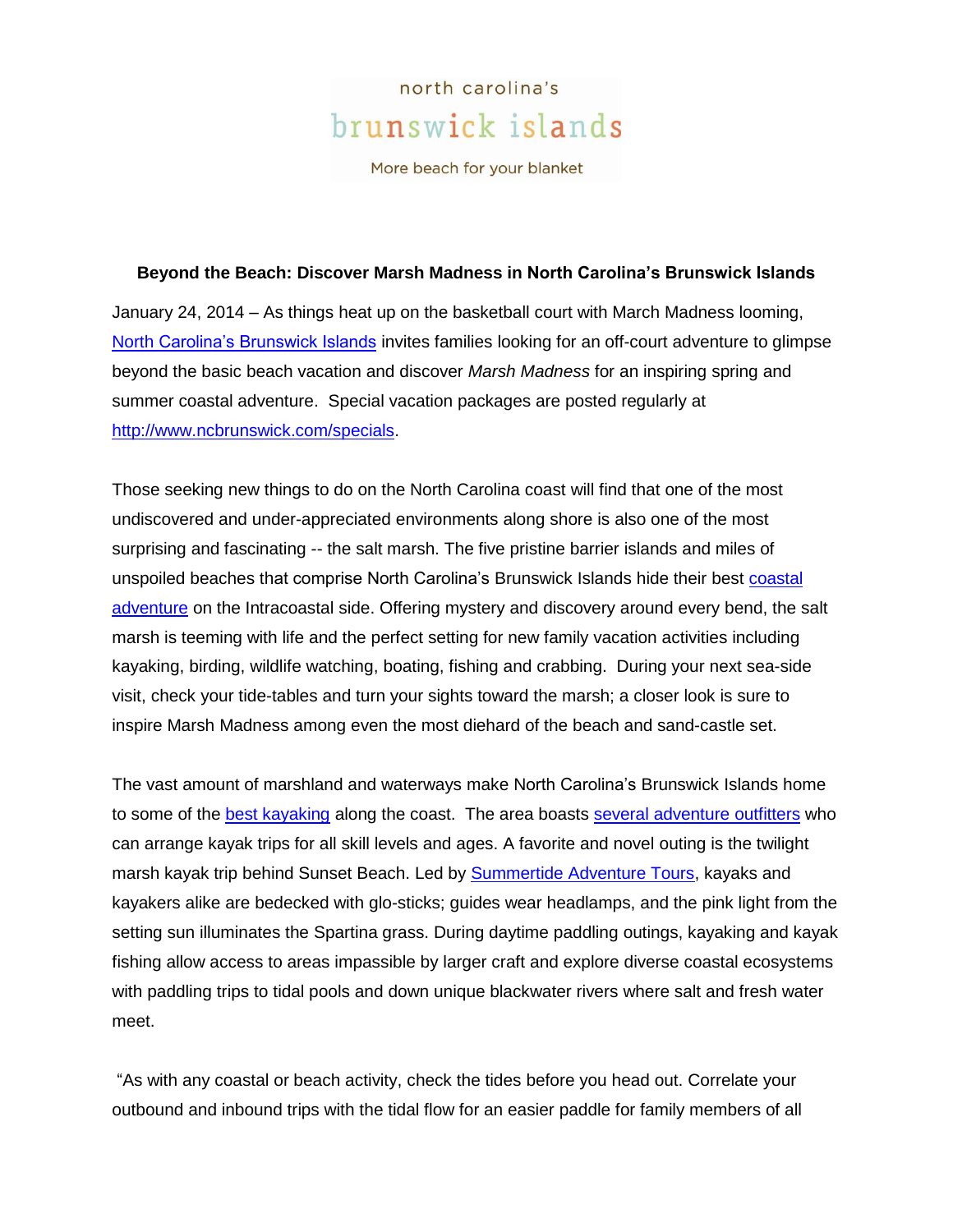north carolina's

brunswick islands

More beach for your blanket

**Beyond the Beach: Discover Marsh Madness in North Carolina's Brunswick Islands**

January 24, 2014 – As things heat up on the basketball court with March Madness looming, North Carolina's Brunswick Islands invites families looking for an off-court adventure to glimpse beyond the basic beach vacation and discover *Marsh Madness* for an inspiring spring and summer coastal adventure. Special vacation packages are posted regularly at http://www.ncbrunswick.com/specials.

Those seeking new things to do on the North Carolina coast will find that one of the most undiscovered and under-appreciated environments along shore is also one of the most surprising and fascinating -- the salt marsh. The five pristine barrier islands and miles of unspoiled beaches that comprise North Carolina's Brunswick Islands hide their best coastal adventure on the Intracoastal side. Offering mystery and discovery around every bend, the salt marsh is teeming with life and the perfect setting for new family vacation activities including kayaking, birding, wildlife watching, boating, fishing and crabbing. During your next sea-side visit, check your tide-tables and turn your sights toward the marsh; a closer look is sure to inspire Marsh Madness among even the most diehard of the beach and sand-castle set.

The vast amount of marshland and waterways make North Carolina's Brunswick Islands home to some of the best kayaking along the coast. The area boasts several adventure outfitters who can arrange kayak trips for all skill levels and ages. A favorite and novel outing is the twilight marsh kayak trip behind Sunset Beach. Led by Summertide Adventure Tours, kayaks and kayakers alike are bedecked with glo-sticks; guides wear headlamps, and the pink light from the setting sun illuminates the Spartina grass. During daytime paddling outings, kayaking and kayak fishing allow access to areas impassible by larger craft and explore diverse coastal ecosystems with paddling trips to tidal pools and down unique blackwater rivers where salt and fresh water meet.

"As with any coastal or beach activity, check the tides before you head out. Correlate your outbound and inbound trips with the tidal flow for an easier paddle for family members of all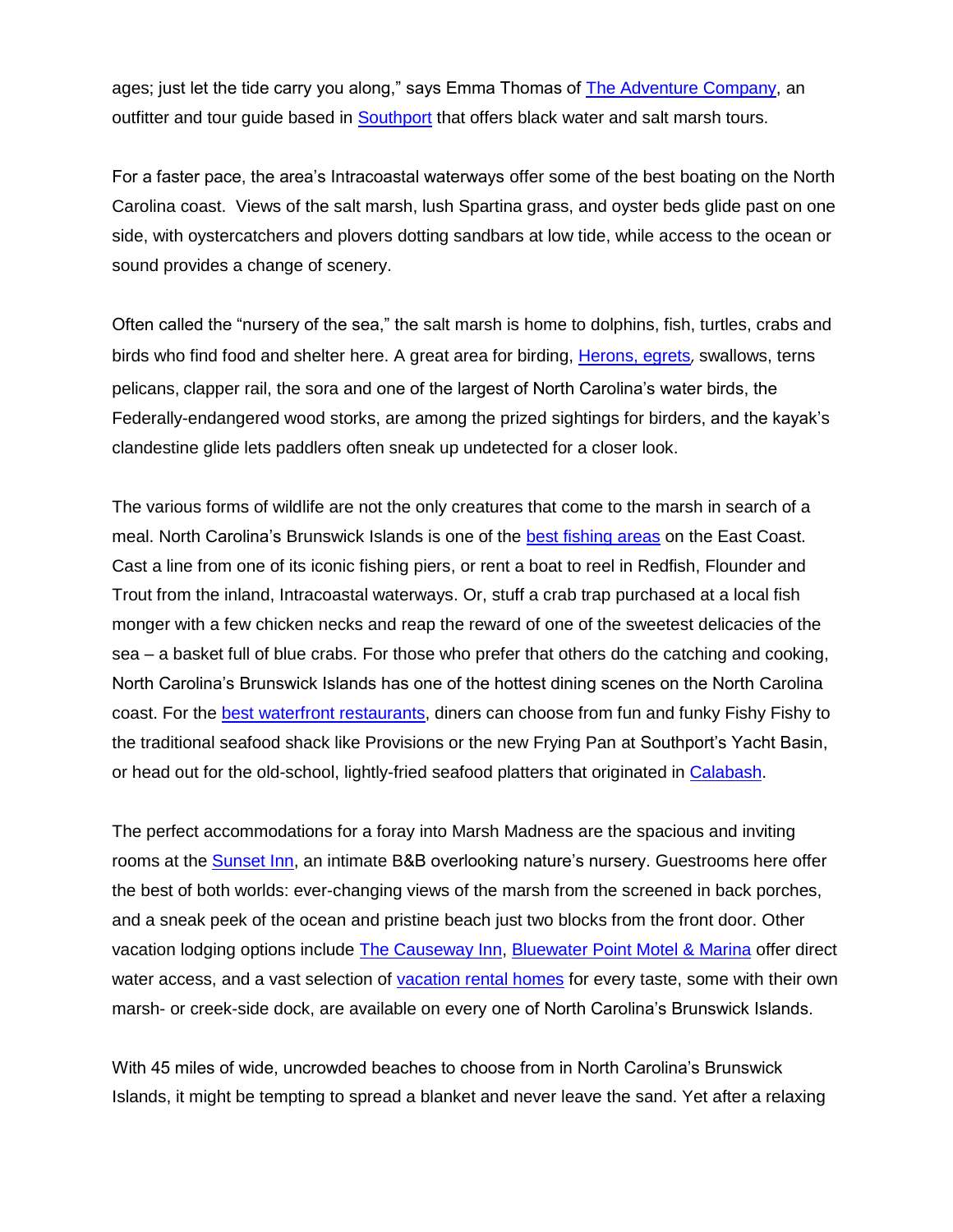ages; just let the tide carry you along," says Emma Thomas of [The Adventure Company](), an outfitter and tour guide based in [Southport]() that offers black water and salt marsh tours.

For a faster pace, the area's Intracoastal waterways offer some of the best boating on the North Carolina coast. Views of the salt marsh, lush Spartina grass, and oyster beds glide past on one side, with oystercatchers and plovers dotting sandbars at low tide, while access to the ocean or sound provides a change of scenery.

Often called the "nursery of the sea," the salt marsh is home to dolphins, fish, turtles, crabs and birds who find food and shelter here. A great area for birding, [Herons, egrets](), swallows, terns pelicans, clapper rail, the sora and one of the largest of North Carolina's water birds, the Federally-endangered wood storks, are among the prized sightings for birders, and the kayak's clandestine glide lets paddlers often sneak up undetected for a closer look.

The various forms of wildlife are not the only creatures that come to the marsh in search of a meal. North Carolina's Brunswick Islands is one of the [best fishing areas]() on the East Coast. Cast a line from one of its iconic fishing piers, or rent a boat to reel in Redfish, Flounder and Trout from the inland, Intracoastal waterways. Or, stuff a crab trap purchased at a local fish monger with a few chicken necks and reap the reward of one of the sweetest delicacies of the sea – a basket full of blue crabs. For those who prefer that others do the catching and cooking, North Carolina's Brunswick Islands has one of the hottest dining scenes on the North Carolina coast. For the [best waterfront restaurants](), diners can choose from fun and funky Fishy Fishy to the traditional seafood shack like Provisions or the new Frying Pan at Southport's Yacht Basin, or head out for the old-school, lightly-fried seafood platters that originated in [Calabash]().

The perfect accommodations for a foray into Marsh Madness are the spacious and inviting rooms at the [Sunset Inn](), an intimate B&B overlooking nature's nursery. Guestrooms here offer the best of both worlds: ever-changing views of the marsh from the screened in back porches, and a sneak peek of the ocean and pristine beach just two blocks from the front door. Other vacation lodging options include [The Causeway Inn](), [Bluewater Point Motel & Marina]() offer direct water access, and a vast selection of [vacation rental homes]() for every taste, some with their own marsh- or creek-side dock, are available on every one of North Carolina's Brunswick Islands.

With 45 miles of wide, uncrowded beaches to choose from in North Carolina's Brunswick Islands, it might be tempting to spread a blanket and never leave the sand. Yet after a relaxing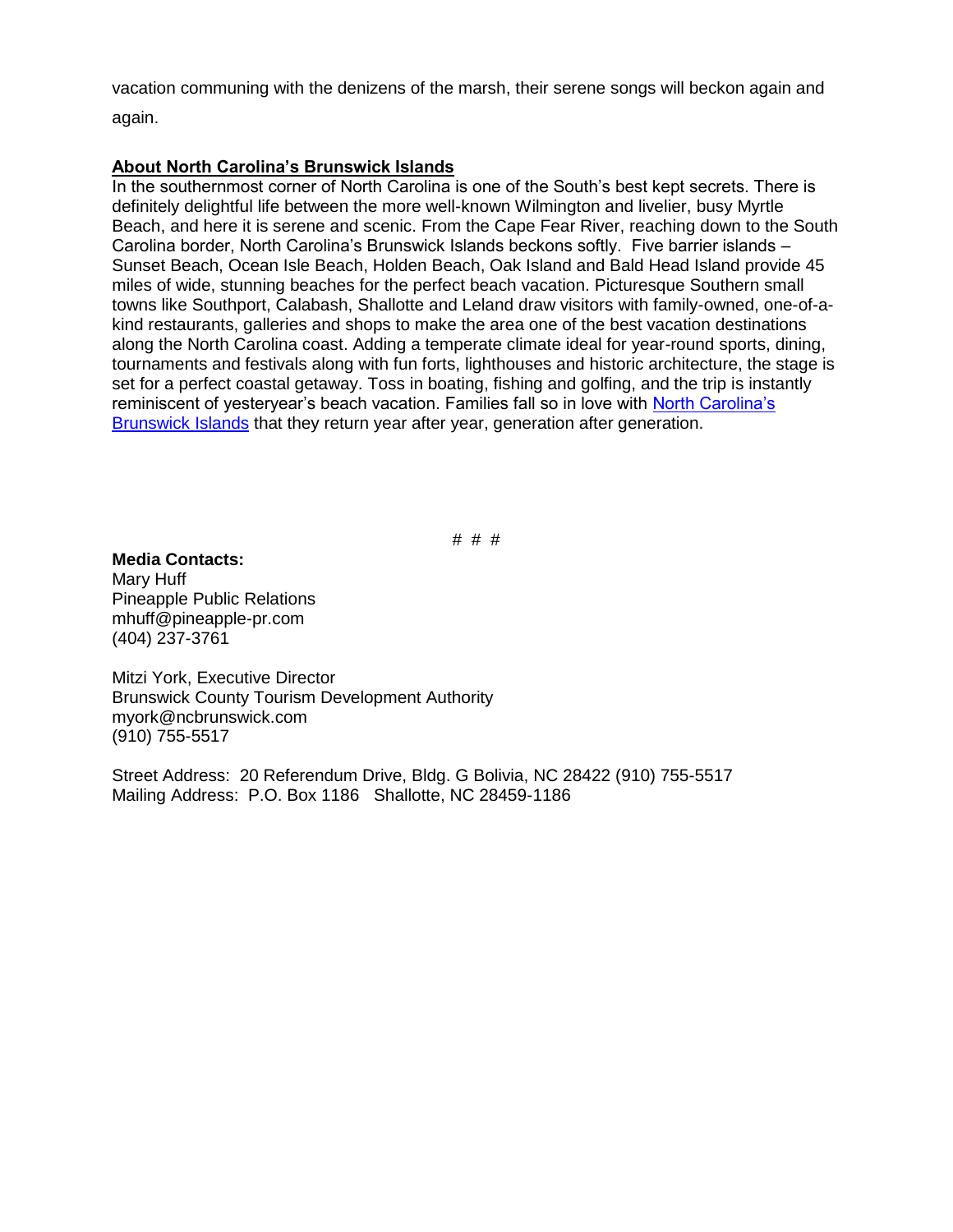vacation communing with the denizens of the marsh, their serene songs will beckon again and again.

**About North Carolina's Brunswick Islands**

In the southernmost corner of North Carolina is one of the South's best kept secrets. There is definitely delightful life between the more well-known Wilmington and livelier, busy Myrtle Beach, and here it is serene and scenic. From the Cape Fear River, reaching down to the South Carolina border, North Carolina's Brunswick Islands beckons softly. Five barrier islands – Sunset Beach, Ocean Isle Beach, Holden Beach, Oak Island and Bald Head Island provide 45 miles of wide, stunning beaches for the perfect beach vacation. Picturesque Southern small towns like Southport, Calabash, Shallotte and Leland draw visitors with family-owned, one-of-a-kind restaurants, galleries and shops to make the area one of the best vacation destinations along the North Carolina coast. Adding a temperate climate ideal for year-round sports, dining, tournaments and festivals along with fun forts, lighthouses and historic architecture, the stage is set for a perfect coastal getaway. Toss in boating, fishing and golfing, and the trip is instantly reminiscent of yesteryear's beach vacation. Families fall so in love with North Carolina's Brunswick Islands that they return year after year, generation after generation.

# # #

**Media Contacts:**
Mary Huff
Pineapple Public Relations
mhuff@pineapple-pr.com
(404) 237-3761

Mitzi York, Executive Director
Brunswick County Tourism Development Authority
myork@ncbrunswick.com
(910) 755-5517

Street Address: 20 Referendum Drive, Bldg. G Bolivia, NC 28422 (910) 755-5517
Mailing Address: P.O. Box 1186 Shallotte, NC 28459-1186